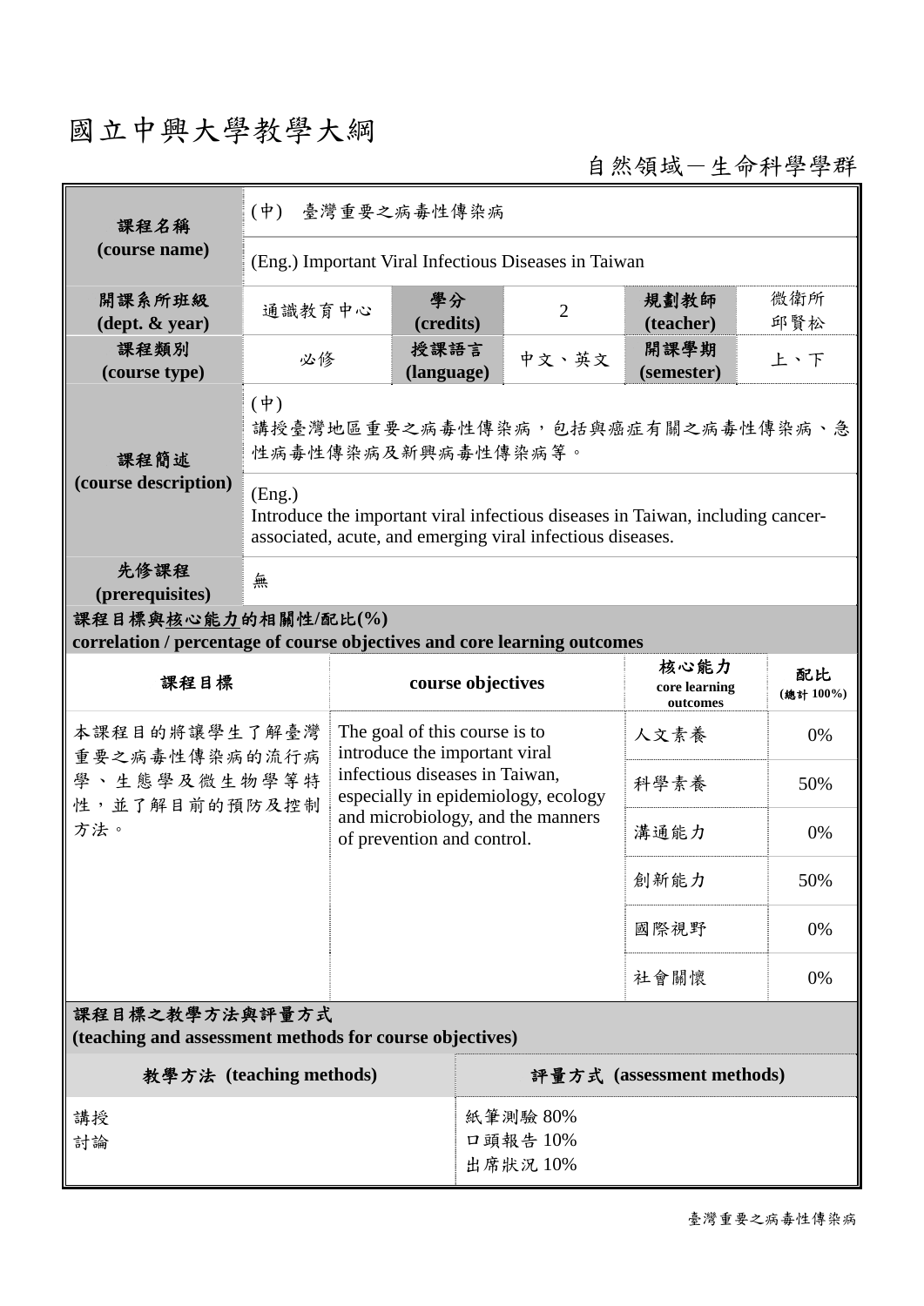# 國立中興大學教學大綱

自然領域－生命科學學群

| 課程名稱 (course name) | (中) 臺灣重要之病毒性傳染病 | | | | |
|---|---|---|---|---|---|
| | (Eng.) Important Viral Infectious Diseases in Taiwan | | | | |
| 開課系所班級 (dept. & year) | 通識教育中心 | 學分 (credits) | 2 | 規劃教師 (teacher) | 微衛所 邱賢松 |
| 課程類別 (course type) | 必修 | 授課語言 (language) | 中文、英文 | 開課學期 (semester) | 上、下 |
| 課程簡述 (course description) | (中) 講授臺灣地區重要之病毒性傳染病，包括與癌症有關之病毒性傳染病、急性病毒性傳染病及新興病毒性傳染病等。 | | | | |
| | (Eng.) Introduce the important viral infectious diseases in Taiwan, including cancer-associated, acute, and emerging viral infectious diseases. | | | | |
| 先修課程 (prerequisites) | 無 | | | | |

**課程目標與核心能力的相關性/配比(%)**
**correlation / percentage of course objectives and core learning outcomes**

| 課程目標 | course objectives | 核心能力 core learning outcomes | 配比 (總計 100%) |
|---|---|---|---|
| 本課程目的將讓學生了解臺灣重要之病毒性傳染病的流行病學、生態學及微生物學等特性，並了解目前的預防及控制方法。 | The goal of this course is to introduce the important viral infectious diseases in Taiwan, especially in epidemiology, ecology and microbiology, and the manners of prevention and control. | 人文素養 | 0% |
| | | 科學素養 | 50% |
| | | 溝通能力 | 0% |
| | | 創新能力 | 50% |
| | | 國際視野 | 0% |
| | | 社會關懷 | 0% |

**課程目標之教學方法與評量方式**
**(teaching and assessment methods for course objectives)**

| 教學方法 (teaching methods) | 評量方式 (assessment methods) |
|---|---|
| 講授<br>討論 | 紙筆測驗 80%<br>口頭報告 10%<br>出席狀況 10% |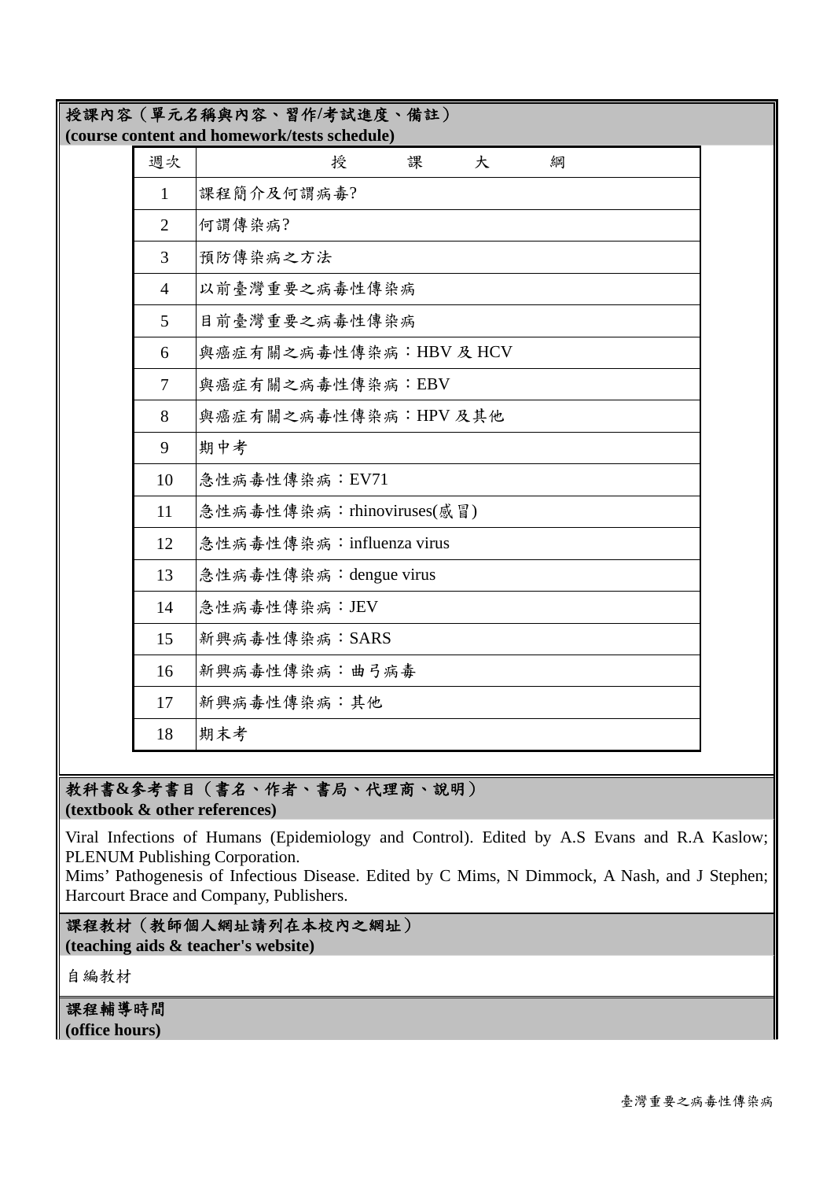**授課內容（單元名稱與內容、習作/考試進度、備註）**
**(course content and homework/tests schedule)**

| 週次 | 授　　課　　大　　綱 |
|---|---|
| 1 | 課程簡介及何謂病毒? |
| 2 | 何謂傳染病? |
| 3 | 預防傳染病之方法 |
| 4 | 以前臺灣重要之病毒性傳染病 |
| 5 | 目前臺灣重要之病毒性傳染病 |
| 6 | 與癌症有關之病毒性傳染病：HBV 及 HCV |
| 7 | 與癌症有關之病毒性傳染病：EBV |
| 8 | 與癌症有關之病毒性傳染病：HPV 及其他 |
| 9 | 期中考 |
| 10 | 急性病毒性傳染病：EV71 |
| 11 | 急性病毒性傳染病：rhinoviruses(感冒) |
| 12 | 急性病毒性傳染病：influenza virus |
| 13 | 急性病毒性傳染病：dengue virus |
| 14 | 急性病毒性傳染病：JEV |
| 15 | 新興病毒性傳染病：SARS |
| 16 | 新興病毒性傳染病：曲弓病毒 |
| 17 | 新興病毒性傳染病：其他 |
| 18 | 期末考 |

**教科書&參考書目（書名、作者、書局、代理商、說明）**
**(textbook & other references)**

Viral Infections of Humans (Epidemiology and Control). Edited by A.S Evans and R.A Kaslow; PLENUM Publishing Corporation.
Mims' Pathogenesis of Infectious Disease. Edited by C Mims, N Dimmock, A Nash, and J Stephen; Harcourt Brace and Company, Publishers.

**課程教材（教師個人網址請列在本校內之網址）**
**(teaching aids & teacher's website)**

自編教材

**課程輔導時間**
**(office hours)**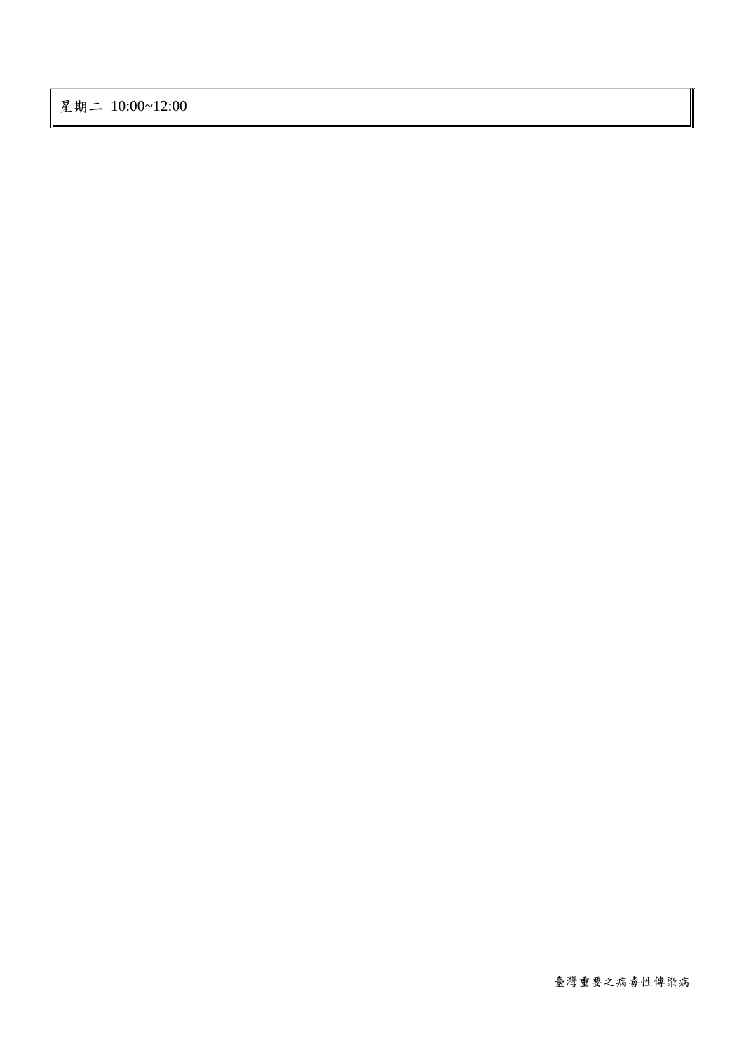| |
|---|
| 星期二 10:00~12:00 |